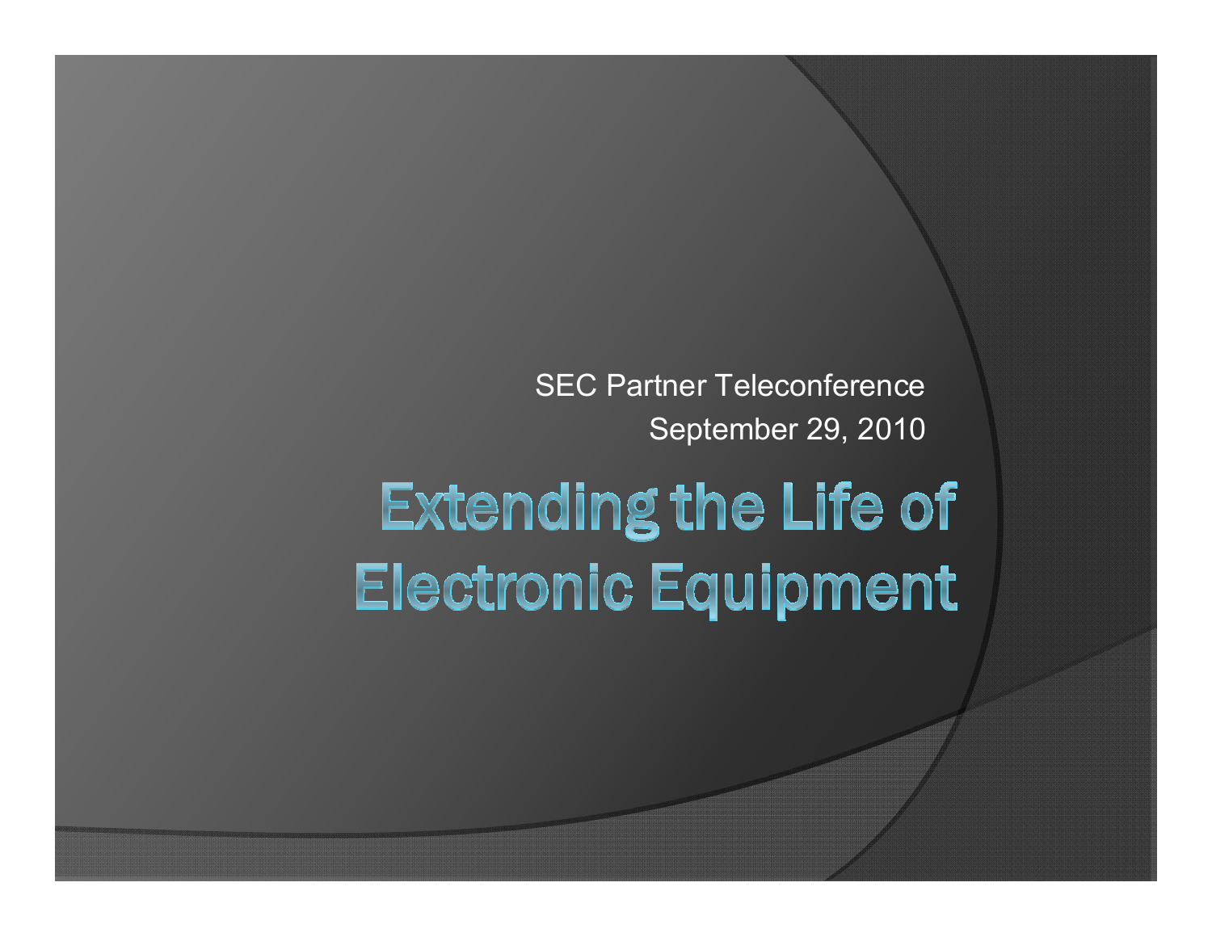SEC Partner Teleconference

September 29, 2010

# Extending the Life of Electronic Equipment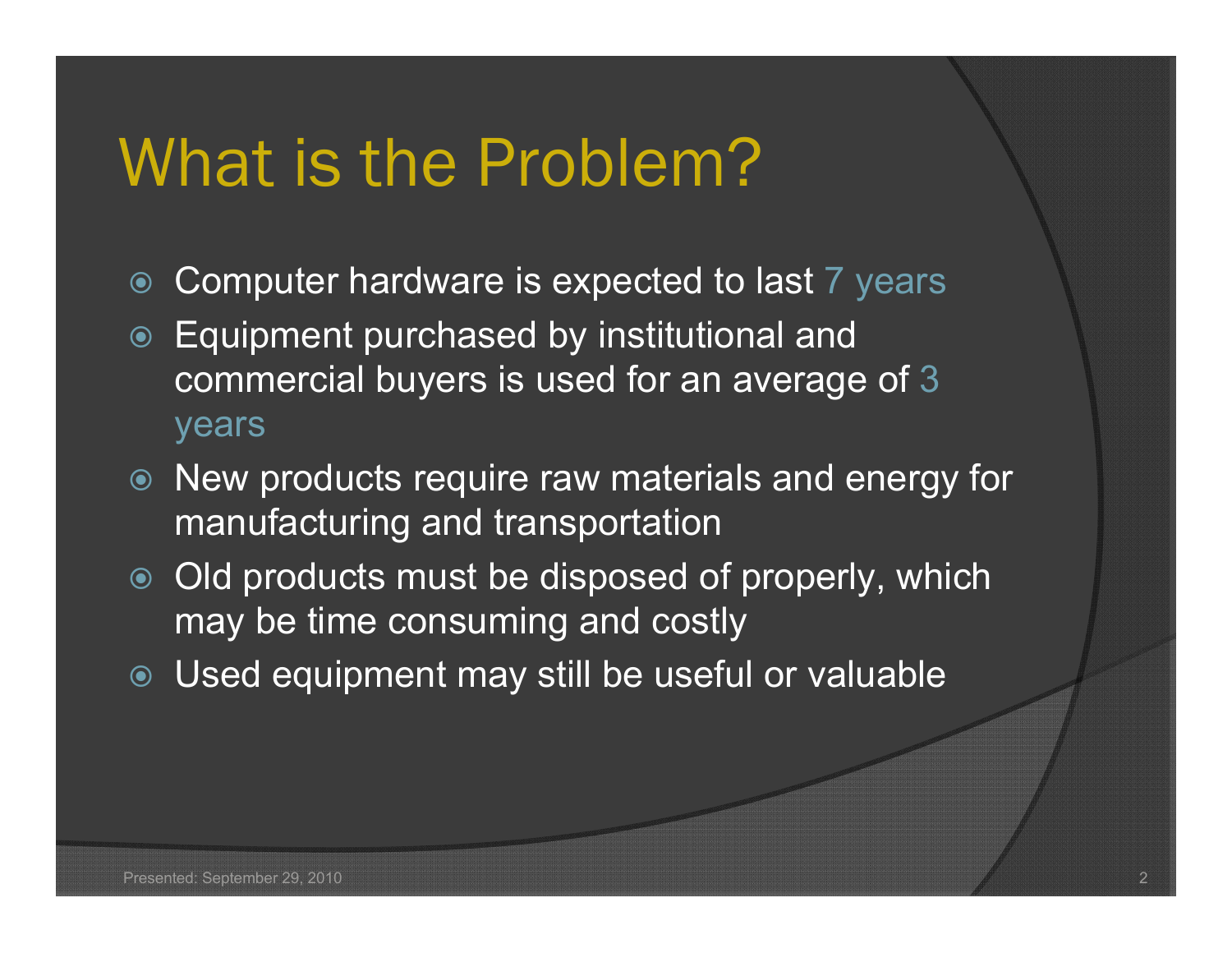# What is the Problem?

- Computer hardware is expected to last 7 years
- Equipment purchased by institutional and commercial buyers is used for an average of 3 years
- New products require raw materials and energy for manufacturing and transportation
- Old products must be disposed of properly, which may be time consuming and costly
- Used equipment may still be useful or valuable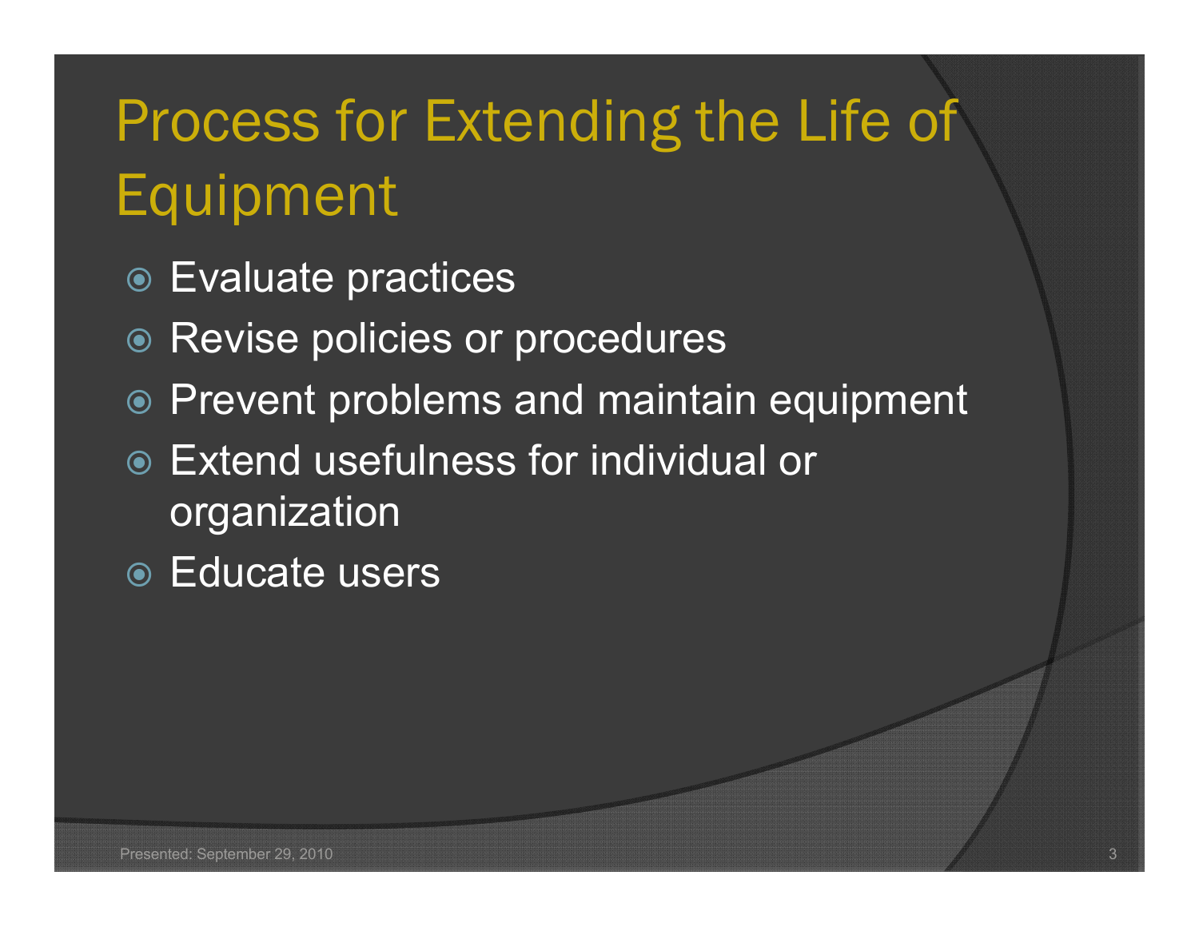# Process for Extending the Life of Equipment

- Evaluate practices
- Revise policies or procedures
- Prevent problems and maintain equipment
- Extend usefulness for individual or organization
- Educate users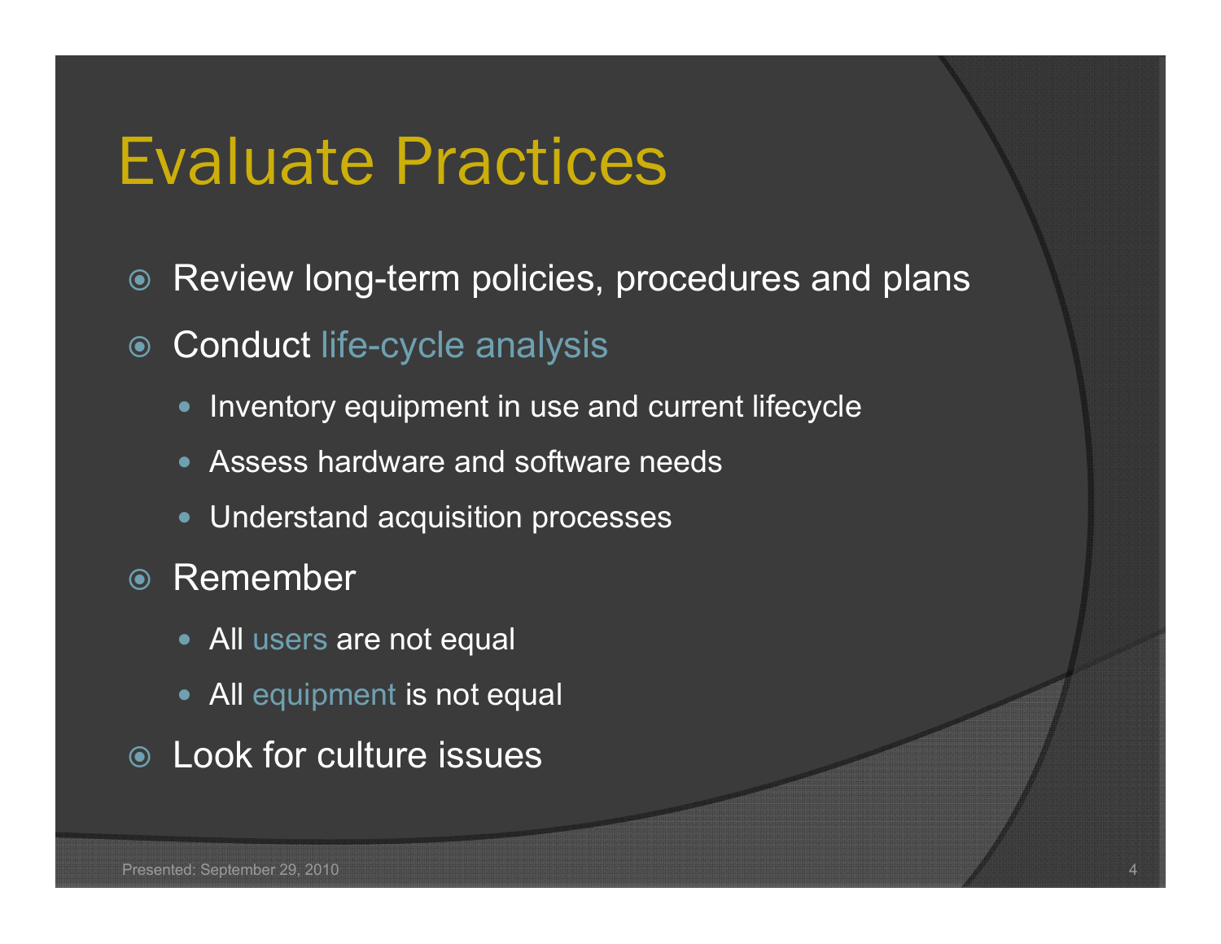# Evaluate Practices

- Review long-term policies, procedures and plans
- Conduct life-cycle analysis
  - Inventory equipment in use and current lifecycle
  - Assess hardware and software needs
  - Understand acquisition processes
- Remember
  - All users are not equal
  - All equipment is not equal
- Look for culture issues

Presented: September 29, 2010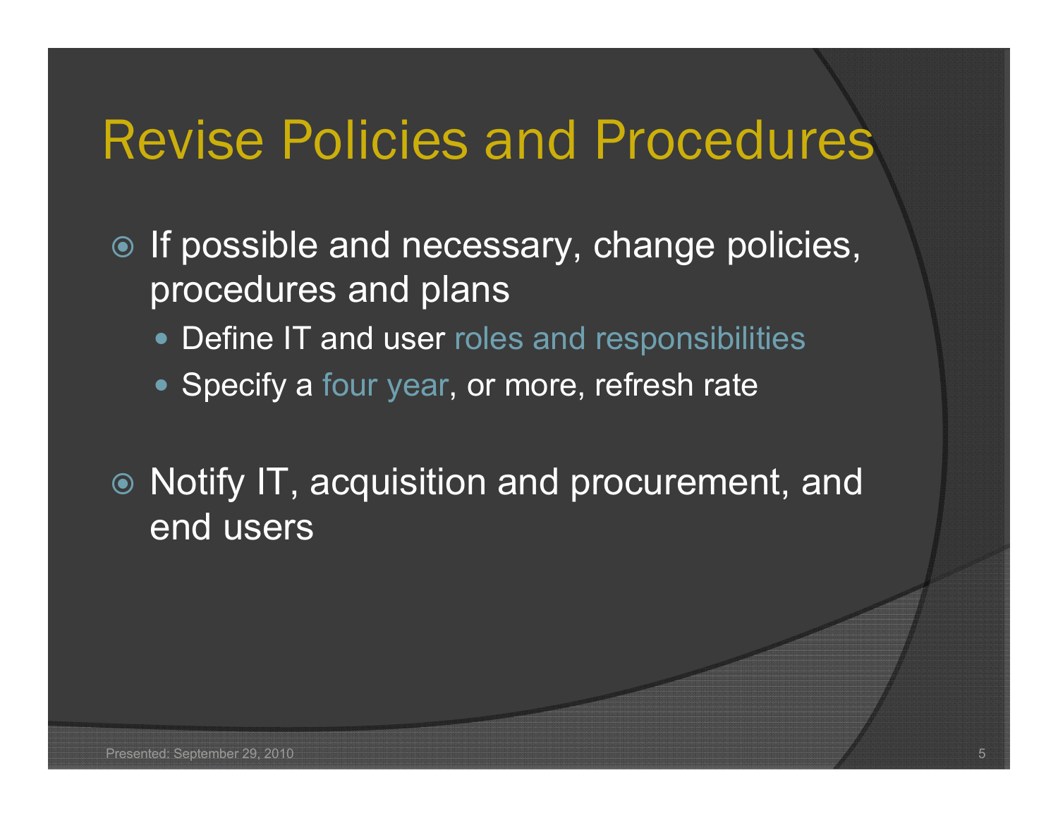# Revise Policies and Procedures

- If possible and necessary, change policies, procedures and plans
  - Define IT and user roles and responsibilities
  - Specify a four year, or more, refresh rate
- Notify IT, acquisition and procurement, and end users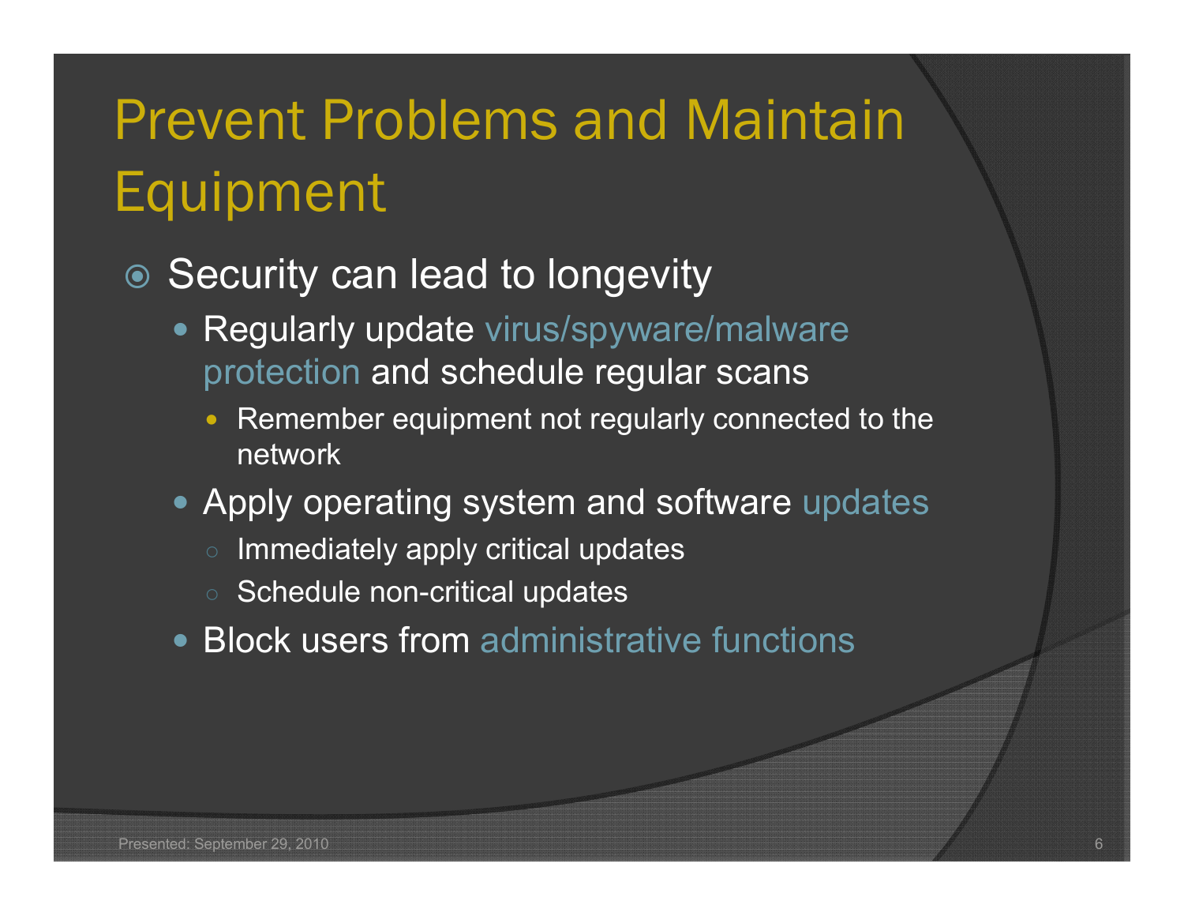# Prevent Problems and Maintain Equipment

- Security can lead to longevity
  - Regularly update virus/spyware/malware protection and schedule regular scans
    - Remember equipment not regularly connected to the network
  - Apply operating system and software updates
    - Immediately apply critical updates
    - Schedule non-critical updates
  - Block users from administrative functions

Presented: September 29, 2010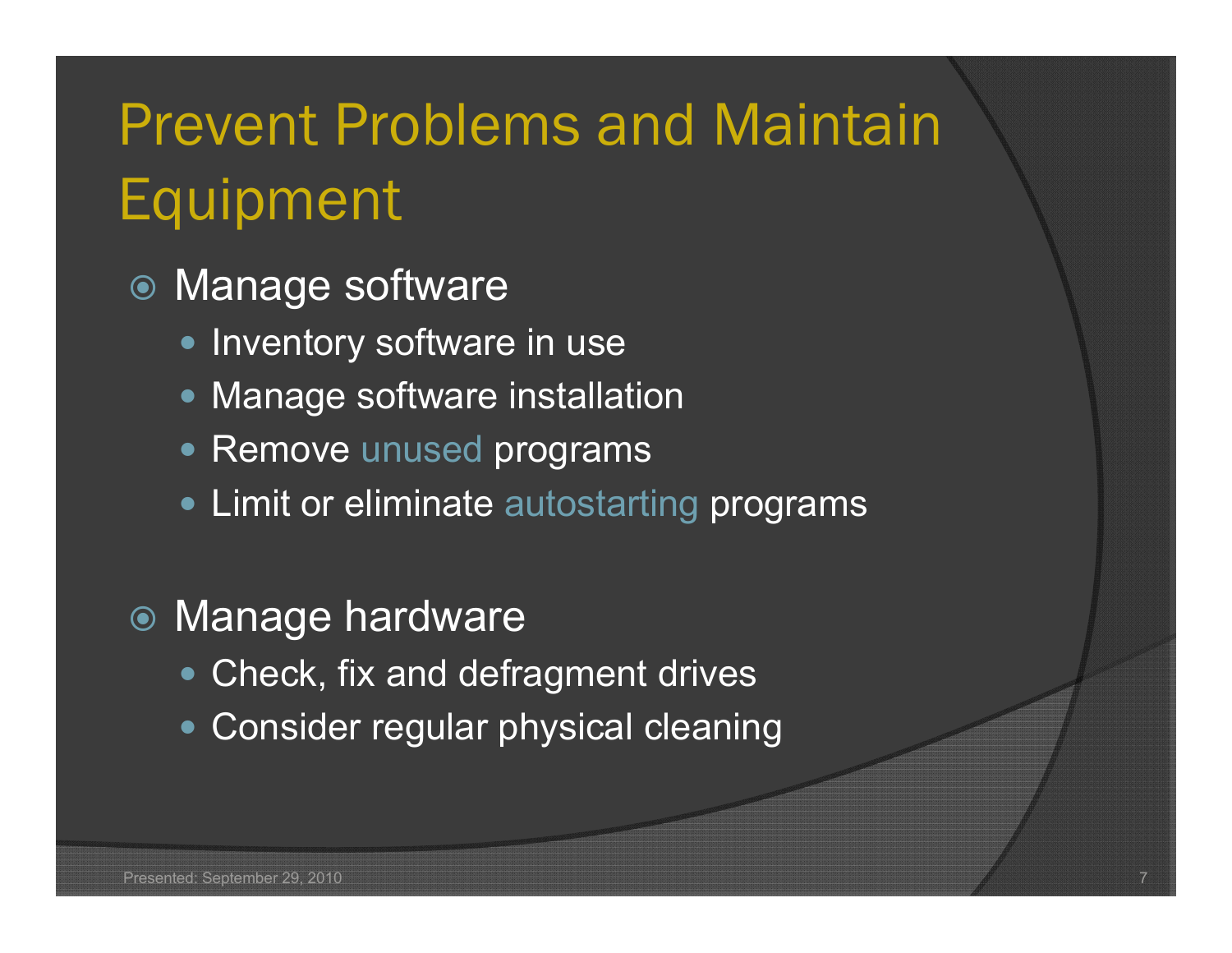# Prevent Problems and Maintain Equipment

- Manage software
  - Inventory software in use
  - Manage software installation
  - Remove unused programs
  - Limit or eliminate autostarting programs

- Manage hardware
  - Check, fix and defragment drives
  - Consider regular physical cleaning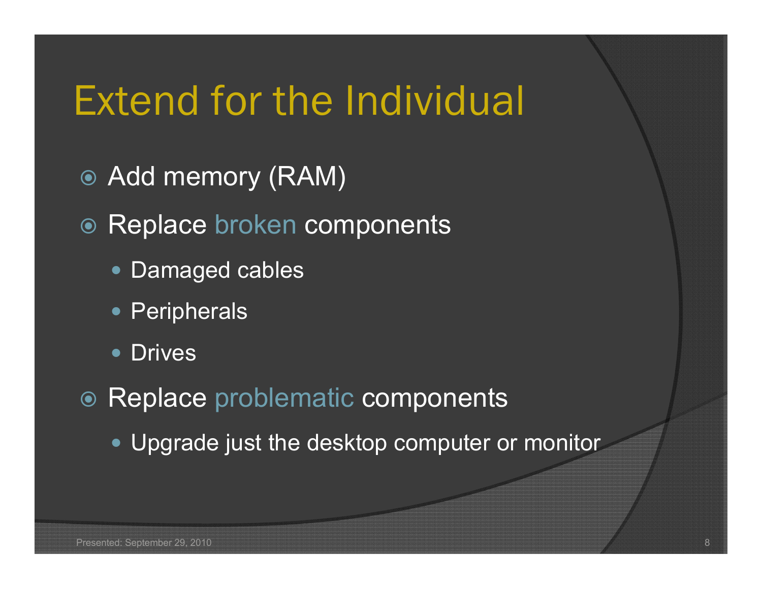# Extend for the Individual

- Add memory (RAM)
- Replace broken components
  - Damaged cables
  - Peripherals
  - Drives
- Replace problematic components
  - Upgrade just the desktop computer or monitor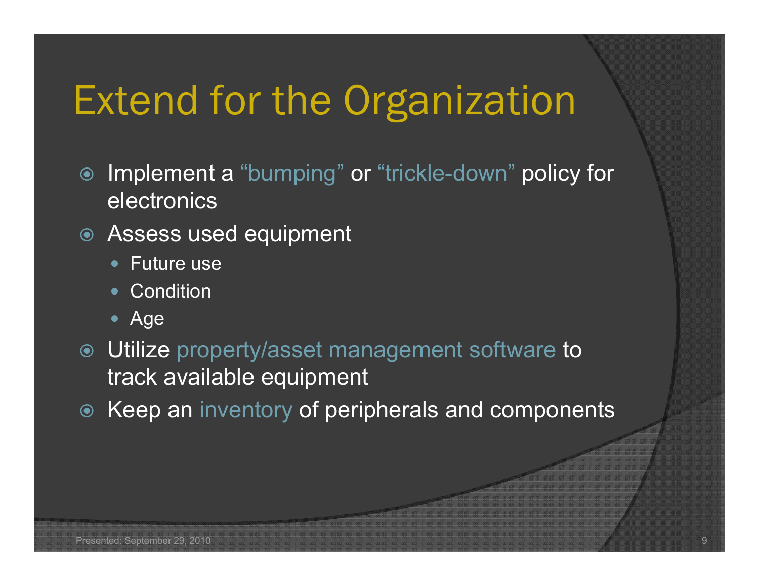# Extend for the Organization

- Implement a "bumping" or "trickle-down" policy for electronics
- Assess used equipment
  - Future use
  - Condition
  - Age
- Utilize property/asset management software to track available equipment
- Keep an inventory of peripherals and components

Presented: September 29, 2010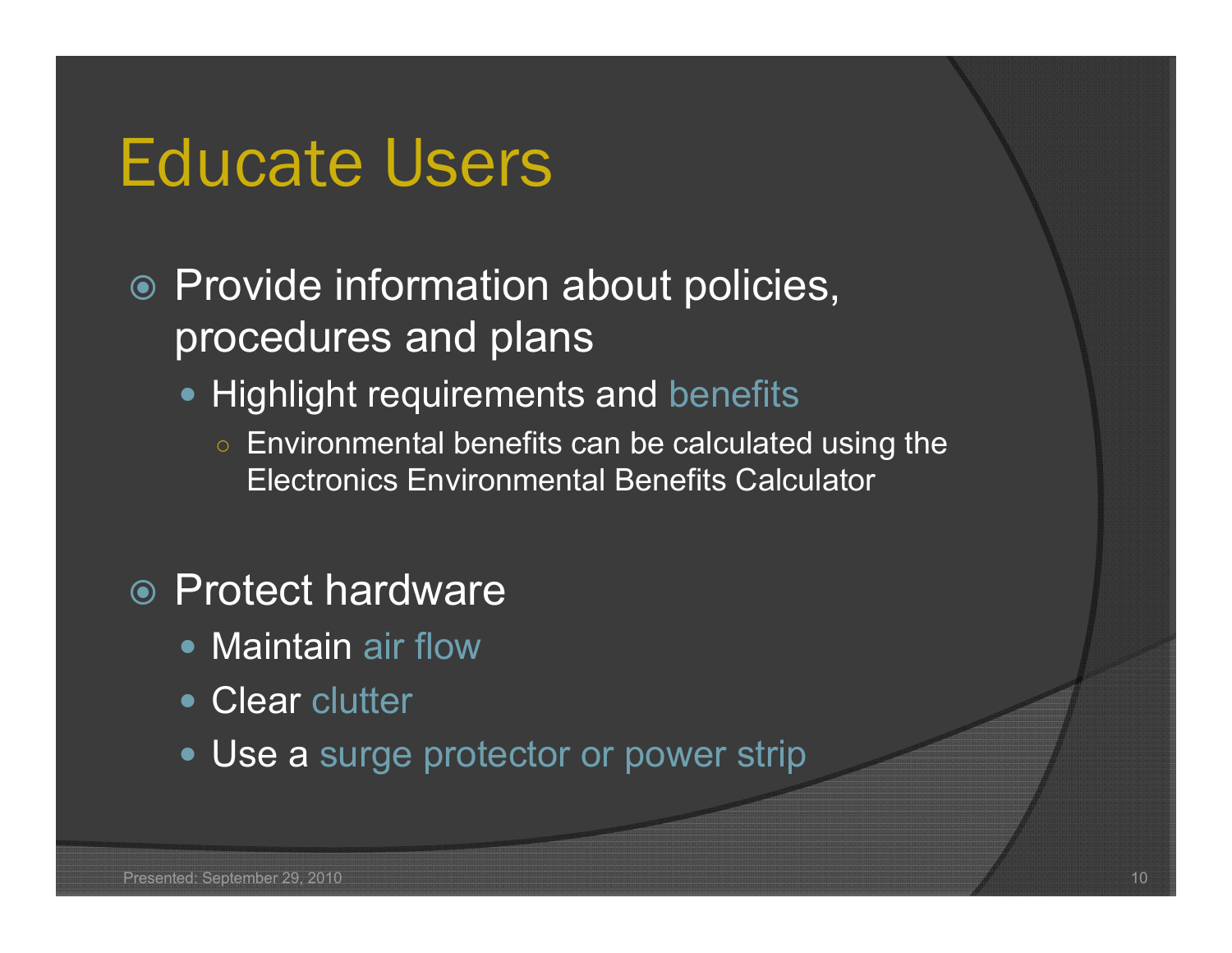# Educate Users

- Provide information about policies, procedures and plans
  - Highlight requirements and benefits
    - Environmental benefits can be calculated using the Electronics Environmental Benefits Calculator

- Protect hardware
  - Maintain air flow
  - Clear clutter
  - Use a surge protector or power strip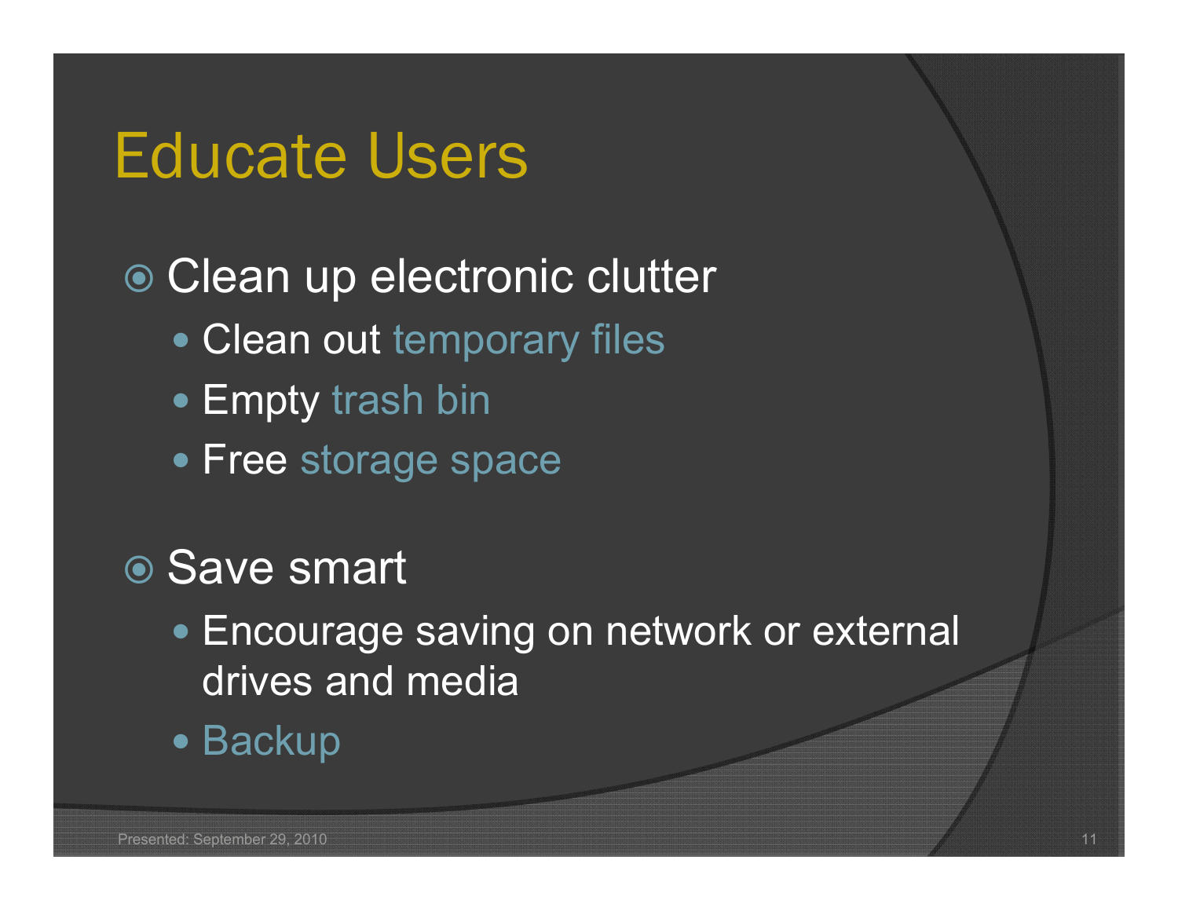# Educate Users

- Clean up electronic clutter
  - Clean out temporary files
  - Empty trash bin
  - Free storage space
- Save smart
  - Encourage saving on network or external drives and media
  - Backup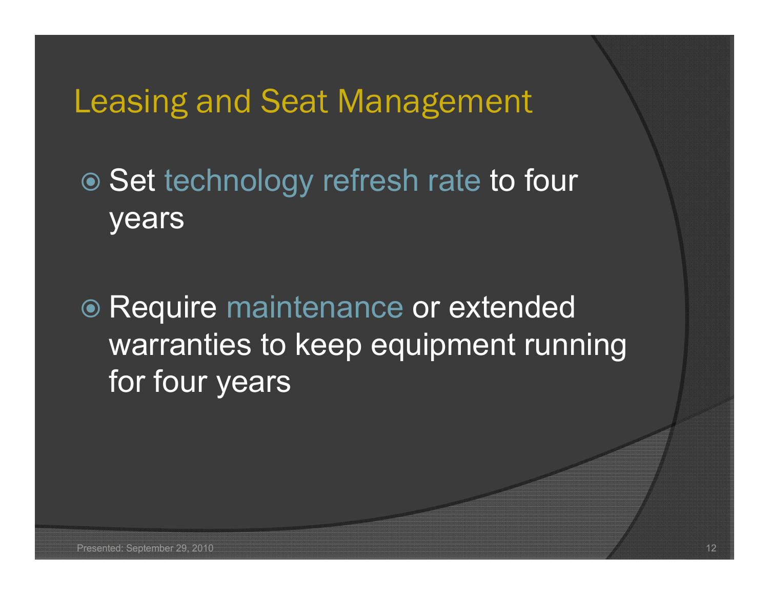# Leasing and Seat Management

- Set technology refresh rate to four years
- Require maintenance or extended warranties to keep equipment running for four years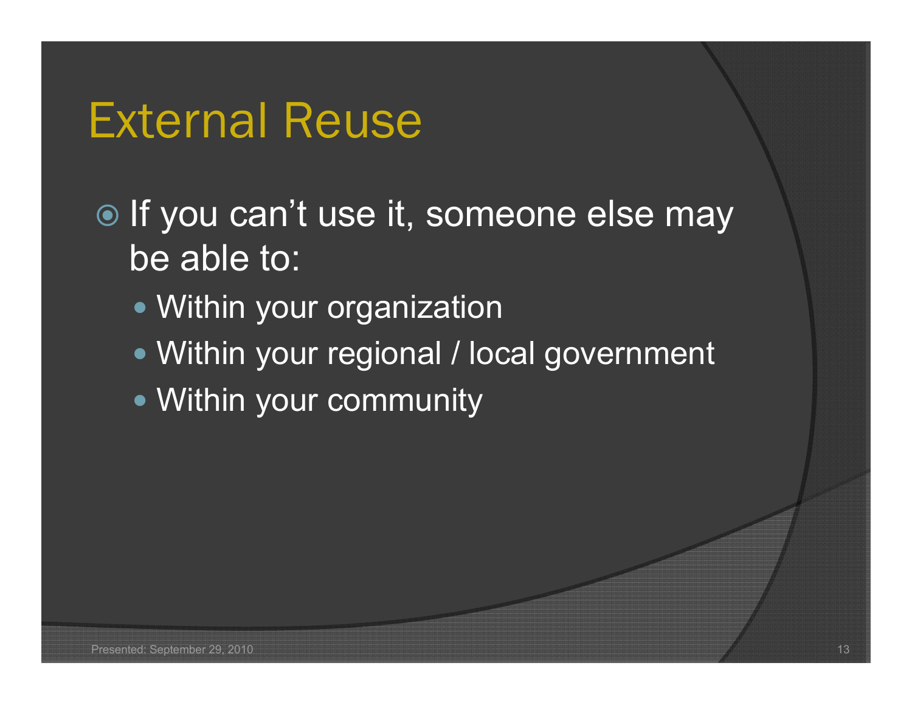# External Reuse

- If you can't use it, someone else may be able to:
  - Within your organization
  - Within your regional / local government
  - Within your community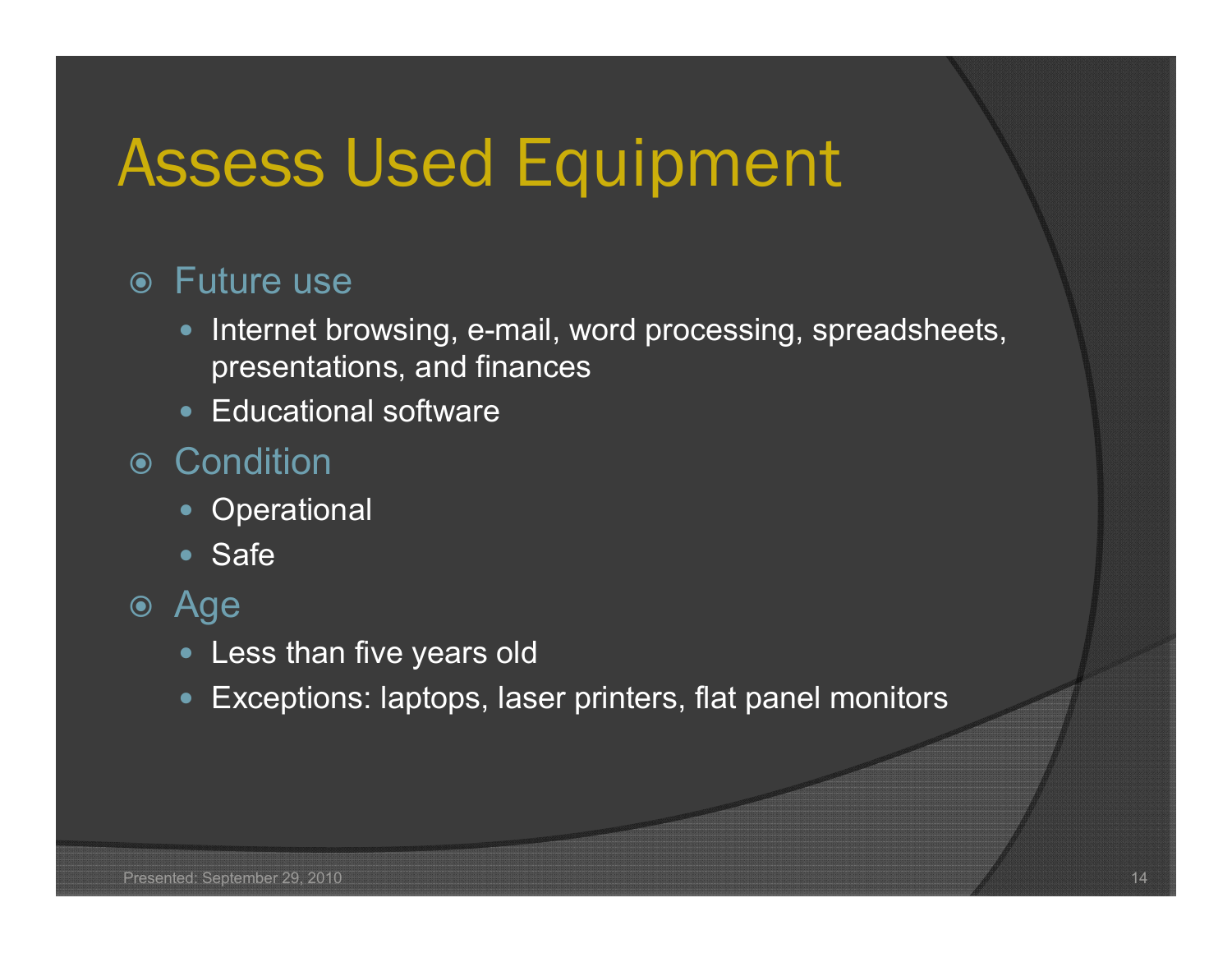# Assess Used Equipment

- Future use
  - Internet browsing, e-mail, word processing, spreadsheets, presentations, and finances
  - Educational software
- Condition
  - Operational
  - Safe
- Age
  - Less than five years old
  - Exceptions: laptops, laser printers, flat panel monitors

Presented: September 29, 2010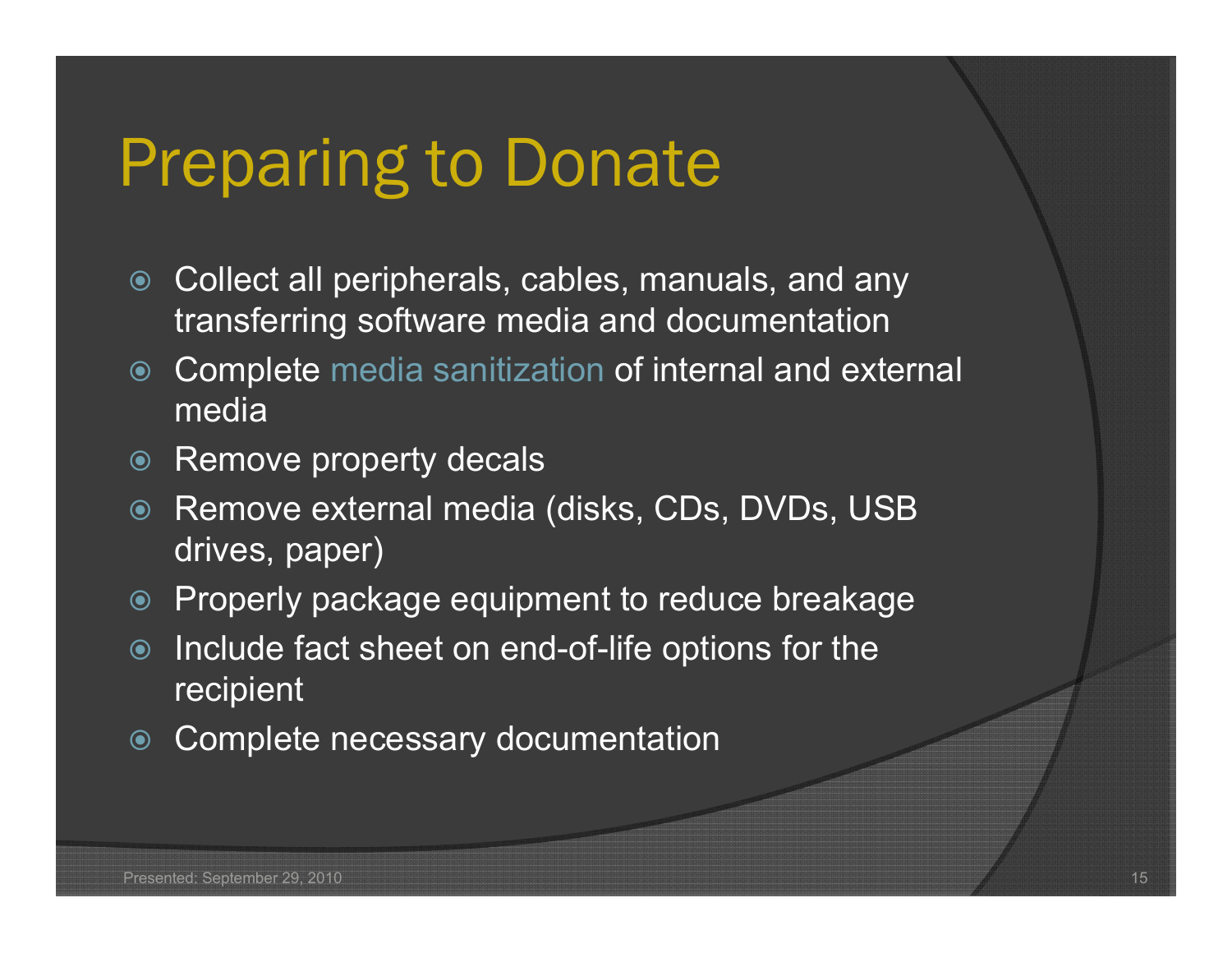# Preparing to Donate

- Collect all peripherals, cables, manuals, and any transferring software media and documentation
- Complete media sanitization of internal and external media
- Remove property decals
- Remove external media (disks, CDs, DVDs, USB drives, paper)
- Properly package equipment to reduce breakage
- Include fact sheet on end-of-life options for the recipient
- Complete necessary documentation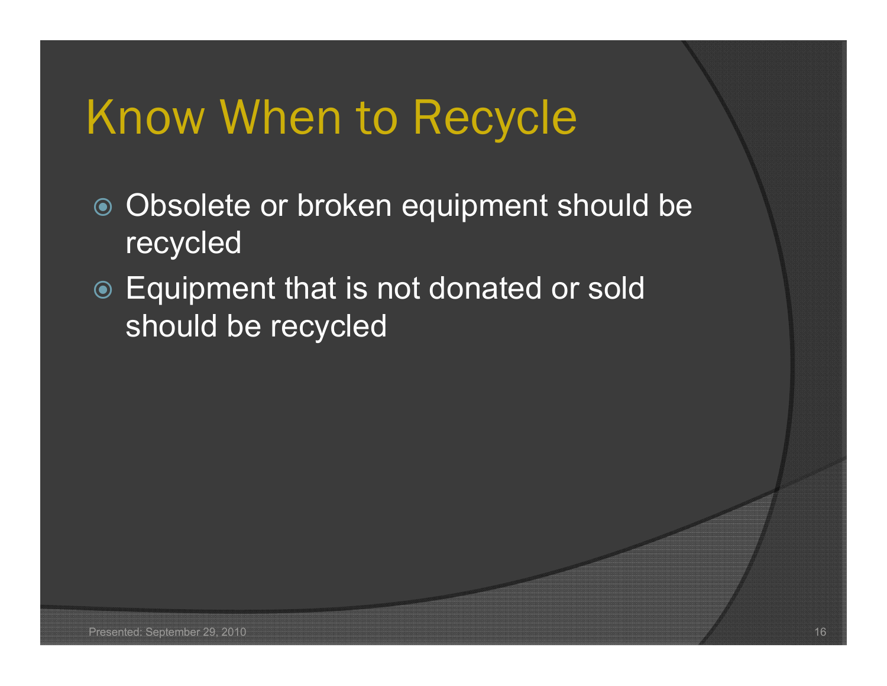# Know When to Recycle

- Obsolete or broken equipment should be recycled
- Equipment that is not donated or sold should be recycled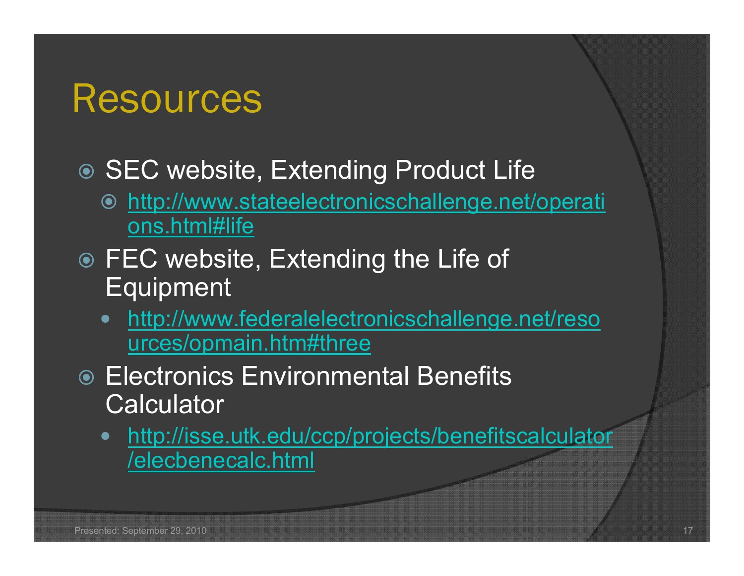# Resources

- SEC website, Extending Product Life
  - http://www.stateelectronicschallenge.net/operations.html#life
- FEC website, Extending the Life of Equipment
  - http://www.federalelectronicschallenge.net/resources/opmain.htm#three
- Electronics Environmental Benefits Calculator
  - http://isse.utk.edu/ccp/projects/benefitscalculator/elecbenecalc.html

Presented: September 29, 2010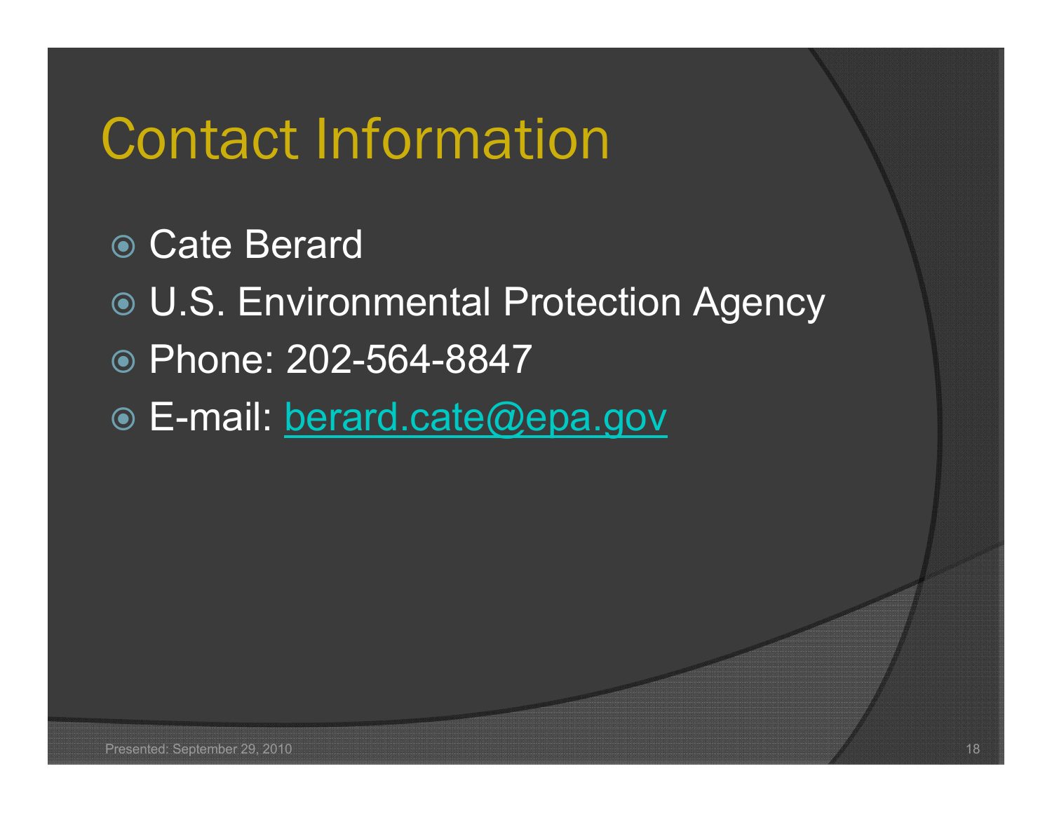# Contact Information

- Cate Berard
- U.S. Environmental Protection Agency
- Phone: 202-564-8847
- E-mail: berard.cate@epa.gov

Presented: September 29, 2010